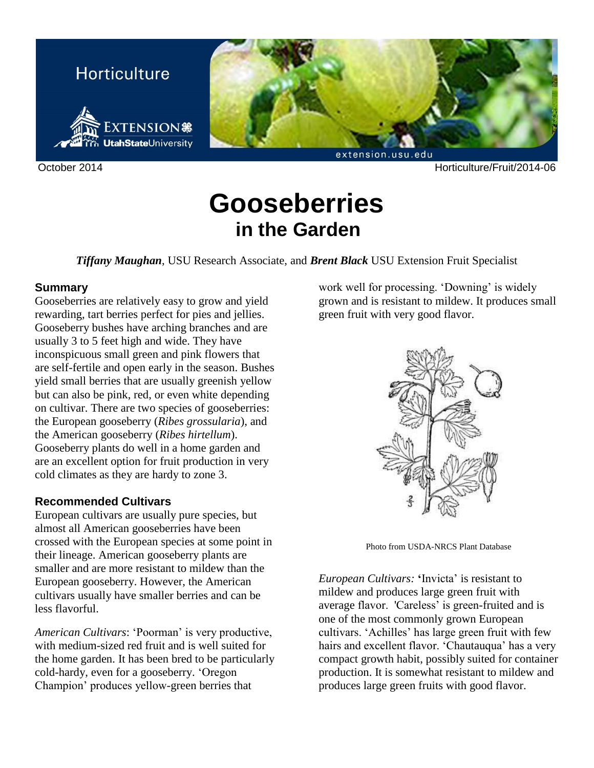Horticulture

October 2014 Horticulture/Fruit/2014-06

# Gooseberries
## in the Garden

***Tiffany Maughan***, USU Research Associate, and ***Brent Black*** USU Extension Fruit Specialist

### Summary

Gooseberries are relatively easy to grow and yield rewarding, tart berries perfect for pies and jellies. Gooseberry bushes have arching branches and are usually 3 to 5 feet high and wide. They have inconspicuous small green and pink flowers that are self-fertile and open early in the season. Bushes yield small berries that are usually greenish yellow but can also be pink, red, or even white depending on cultivar. There are two species of gooseberries: the European gooseberry (*Ribes grossularia*), and the American gooseberry (*Ribes hirtellum*). Gooseberry plants do well in a home garden and are an excellent option for fruit production in very cold climates as they are hardy to zone 3.

### Recommended Cultivars

European cultivars are usually pure species, but almost all American gooseberries have been crossed with the European species at some point in their lineage. American gooseberry plants are smaller and are more resistant to mildew than the European gooseberry. However, the American cultivars usually have smaller berries and can be less flavorful.

*American Cultivars*: 'Poorman' is very productive, with medium-sized red fruit and is well suited for the home garden. It has been bred to be particularly cold-hardy, even for a gooseberry. 'Oregon Champion' produces yellow-green berries that work well for processing. 'Downing' is widely grown and is resistant to mildew. It produces small green fruit with very good flavor.

Photo from USDA-NRCS Plant Database

*European Cultivars:* 'Invicta' is resistant to mildew and produces large green fruit with average flavor. 'Careless' is green-fruited and is one of the most commonly grown European cultivars. 'Achilles' has large green fruit with few hairs and excellent flavor. 'Chautauqua' has a very compact growth habit, possibly suited for container production. It is somewhat resistant to mildew and produces large green fruits with good flavor.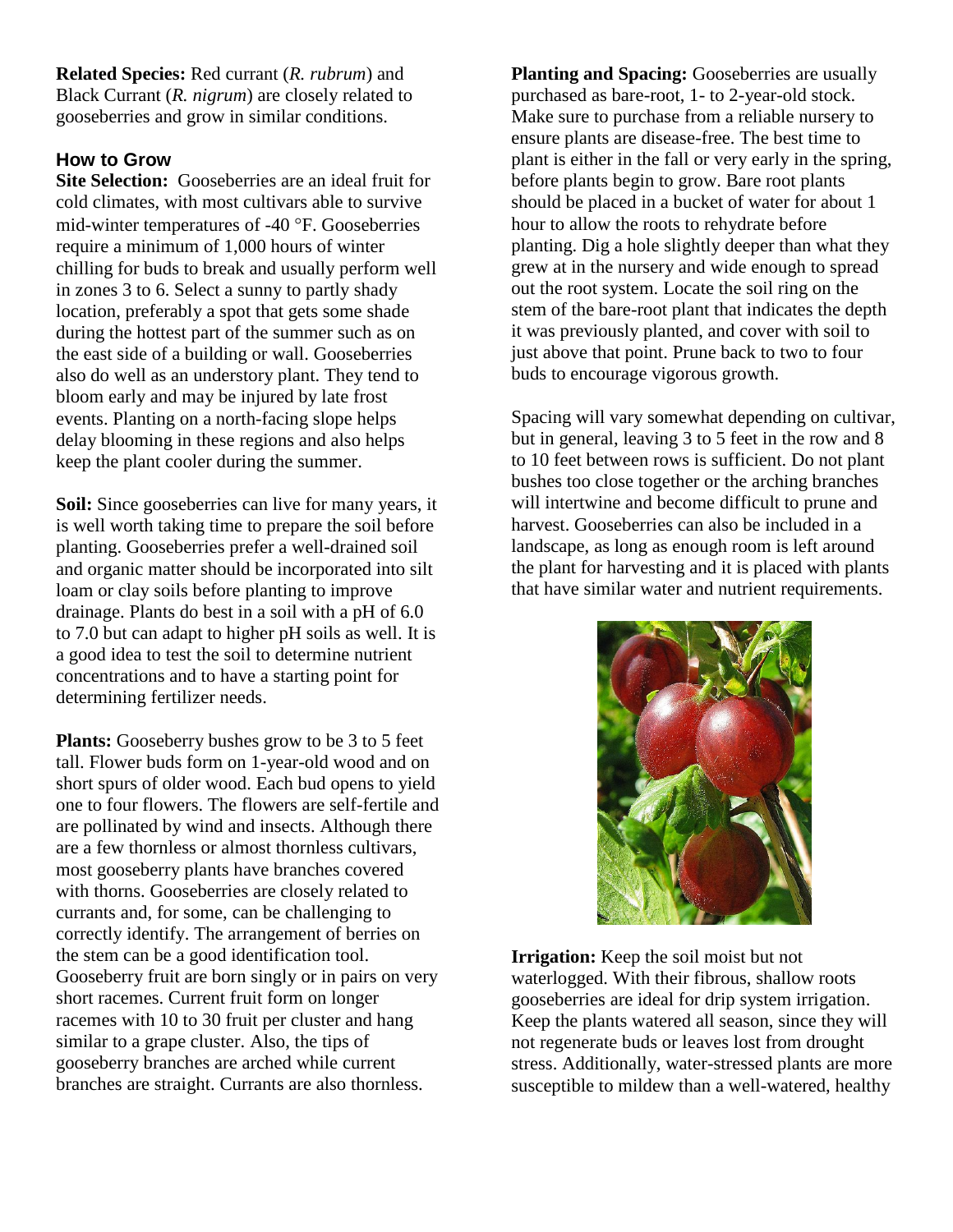**Related Species:** Red currant (*R. rubrum*) and Black Currant (*R. nigrum*) are closely related to gooseberries and grow in similar conditions.

### How to Grow

**Site Selection:** Gooseberries are an ideal fruit for cold climates, with most cultivars able to survive mid-winter temperatures of -40 °F. Gooseberries require a minimum of 1,000 hours of winter chilling for buds to break and usually perform well in zones 3 to 6. Select a sunny to partly shady location, preferably a spot that gets some shade during the hottest part of the summer such as on the east side of a building or wall. Gooseberries also do well as an understory plant. They tend to bloom early and may be injured by late frost events. Planting on a north-facing slope helps delay blooming in these regions and also helps keep the plant cooler during the summer.

**Soil:** Since gooseberries can live for many years, it is well worth taking time to prepare the soil before planting. Gooseberries prefer a well-drained soil and organic matter should be incorporated into silt loam or clay soils before planting to improve drainage. Plants do best in a soil with a pH of 6.0 to 7.0 but can adapt to higher pH soils as well. It is a good idea to test the soil to determine nutrient concentrations and to have a starting point for determining fertilizer needs.

**Plants:** Gooseberry bushes grow to be 3 to 5 feet tall. Flower buds form on 1-year-old wood and on short spurs of older wood. Each bud opens to yield one to four flowers. The flowers are self-fertile and are pollinated by wind and insects. Although there are a few thornless or almost thornless cultivars, most gooseberry plants have branches covered with thorns. Gooseberries are closely related to currants and, for some, can be challenging to correctly identify. The arrangement of berries on the stem can be a good identification tool. Gooseberry fruit are born singly or in pairs on very short racemes. Current fruit form on longer racemes with 10 to 30 fruit per cluster and hang similar to a grape cluster. Also, the tips of gooseberry branches are arched while current branches are straight. Currants are also thornless.

**Planting and Spacing:** Gooseberries are usually purchased as bare-root, 1- to 2-year-old stock. Make sure to purchase from a reliable nursery to ensure plants are disease-free. The best time to plant is either in the fall or very early in the spring, before plants begin to grow. Bare root plants should be placed in a bucket of water for about 1 hour to allow the roots to rehydrate before planting. Dig a hole slightly deeper than what they grew at in the nursery and wide enough to spread out the root system. Locate the soil ring on the stem of the bare-root plant that indicates the depth it was previously planted, and cover with soil to just above that point. Prune back to two to four buds to encourage vigorous growth.

Spacing will vary somewhat depending on cultivar, but in general, leaving 3 to 5 feet in the row and 8 to 10 feet between rows is sufficient. Do not plant bushes too close together or the arching branches will intertwine and become difficult to prune and harvest. Gooseberries can also be included in a landscape, as long as enough room is left around the plant for harvesting and it is placed with plants that have similar water and nutrient requirements.

**Irrigation:** Keep the soil moist but not waterlogged. With their fibrous, shallow roots gooseberries are ideal for drip system irrigation. Keep the plants watered all season, since they will not regenerate buds or leaves lost from drought stress. Additionally, water-stressed plants are more susceptible to mildew than a well-watered, healthy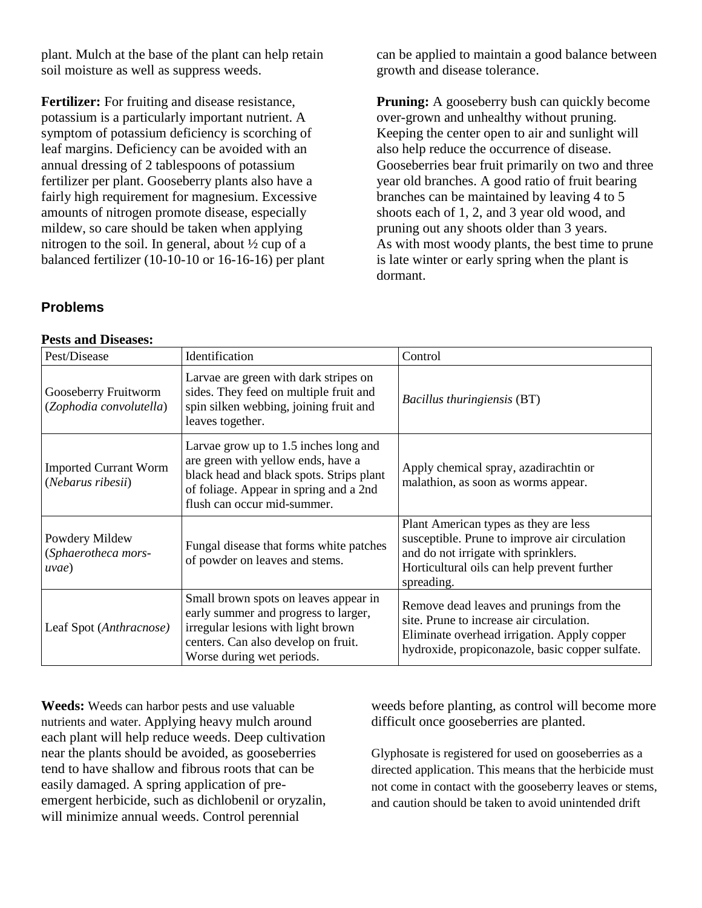plant. Mulch at the base of the plant can help retain soil moisture as well as suppress weeds.

**Fertilizer:** For fruiting and disease resistance, potassium is a particularly important nutrient. A symptom of potassium deficiency is scorching of leaf margins. Deficiency can be avoided with an annual dressing of 2 tablespoons of potassium fertilizer per plant. Gooseberry plants also have a fairly high requirement for magnesium. Excessive amounts of nitrogen promote disease, especially mildew, so care should be taken when applying nitrogen to the soil. In general, about ½ cup of a balanced fertilizer (10-10-10 or 16-16-16) per plant can be applied to maintain a good balance between growth and disease tolerance.

**Pruning:** A gooseberry bush can quickly become over-grown and unhealthy without pruning. Keeping the center open to air and sunlight will also help reduce the occurrence of disease. Gooseberries bear fruit primarily on two and three year old branches. A good ratio of fruit bearing branches can be maintained by leaving 4 to 5 shoots each of 1, 2, and 3 year old wood, and pruning out any shoots older than 3 years.
As with most woody plants, the best time to prune is late winter or early spring when the plant is dormant.

## Problems

**Pests and Diseases:**

| Pest/Disease | Identification | Control |
|---|---|---|
| Gooseberry Fruitworm (*Zophodia convolutella*) | Larvae are green with dark stripes on sides. They feed on multiple fruit and spin silken webbing, joining fruit and leaves together. | *Bacillus thuringiensis* (BT) |
| Imported Currant Worm (*Nebarus ribesii*) | Larvae grow up to 1.5 inches long and are green with yellow ends, have a black head and black spots. Strips plant of foliage. Appear in spring and a 2nd flush can occur mid-summer. | Apply chemical spray, azadirachtin or malathion, as soon as worms appear. |
| Powdery Mildew (*Sphaerotheca mors-uvae*) | Fungal disease that forms white patches of powder on leaves and stems. | Plant American types as they are less susceptible. Prune to improve air circulation and do not irrigate with sprinklers. Horticultural oils can help prevent further spreading. |
| Leaf Spot (*Anthracnose)* | Small brown spots on leaves appear in early summer and progress to larger, irregular lesions with light brown centers. Can also develop on fruit. Worse during wet periods. | Remove dead leaves and prunings from the site. Prune to increase air circulation. Eliminate overhead irrigation. Apply copper hydroxide, propiconazole, basic copper sulfate. |

**Weeds:** Weeds can harbor pests and use valuable nutrients and water. Applying heavy mulch around each plant will help reduce weeds. Deep cultivation near the plants should be avoided, as gooseberries tend to have shallow and fibrous roots that can be easily damaged. A spring application of pre-emergent herbicide, such as dichlobenil or oryzalin, will minimize annual weeds. Control perennial weeds before planting, as control will become more difficult once gooseberries are planted.

Glyphosate is registered for used on gooseberries as a directed application. This means that the herbicide must not come in contact with the gooseberry leaves or stems, and caution should be taken to avoid unintended drift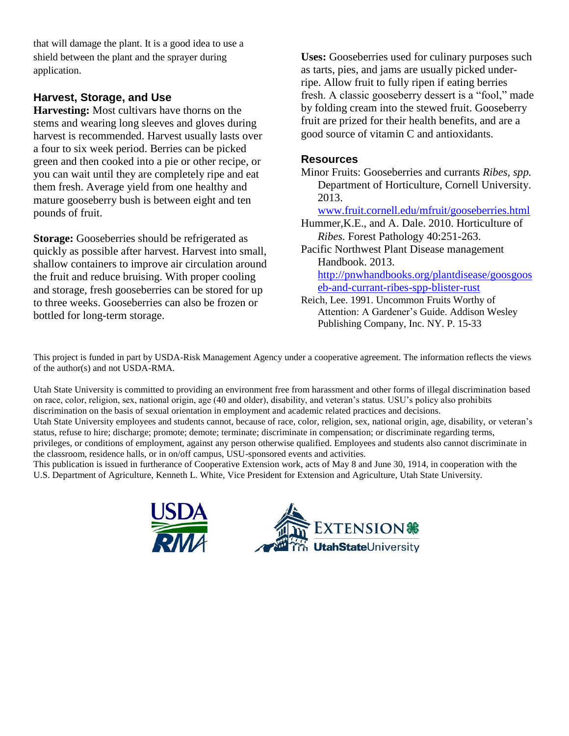that will damage the plant. It is a good idea to use a shield between the plant and the sprayer during application.

## Harvest, Storage, and Use

**Harvesting:** Most cultivars have thorns on the stems and wearing long sleeves and gloves during harvest is recommended. Harvest usually lasts over a four to six week period. Berries can be picked green and then cooked into a pie or other recipe, or you can wait until they are completely ripe and eat them fresh. Average yield from one healthy and mature gooseberry bush is between eight and ten pounds of fruit.

**Storage:** Gooseberries should be refrigerated as quickly as possible after harvest. Harvest into small, shallow containers to improve air circulation around the fruit and reduce bruising. With proper cooling and storage, fresh gooseberries can be stored for up to three weeks. Gooseberries can also be frozen or bottled for long-term storage.

**Uses:** Gooseberries used for culinary purposes such as tarts, pies, and jams are usually picked under-ripe. Allow fruit to fully ripen if eating berries fresh. A classic gooseberry dessert is a "fool," made by folding cream into the stewed fruit. Gooseberry fruit are prized for their health benefits, and are a good source of vitamin C and antioxidants.

## Resources

Minor Fruits: Gooseberries and currants *Ribes, spp.* Department of Horticulture, Cornell University. 2013. www.fruit.cornell.edu/mfruit/gooseberries.html

Hummer,K.E., and A. Dale. 2010. Horticulture of *Ribes.* Forest Pathology 40:251-263.

Pacific Northwest Plant Disease management Handbook. 2013. http://pnwhandbooks.org/plantdisease/goosgooseb-and-currant-ribes-spp-blister-rust

Reich, Lee. 1991. Uncommon Fruits Worthy of Attention: A Gardener's Guide. Addison Wesley Publishing Company, Inc. NY. P. 15-33

This project is funded in part by USDA-Risk Management Agency under a cooperative agreement. The information reflects the views of the author(s) and not USDA-RMA.

Utah State University is committed to providing an environment free from harassment and other forms of illegal discrimination based on race, color, religion, sex, national origin, age (40 and older), disability, and veteran's status. USU's policy also prohibits discrimination on the basis of sexual orientation in employment and academic related practices and decisions.
Utah State University employees and students cannot, because of race, color, religion, sex, national origin, age, disability, or veteran's status, refuse to hire; discharge; promote; demote; terminate; discriminate in compensation; or discriminate regarding terms, privileges, or conditions of employment, against any person otherwise qualified. Employees and students also cannot discriminate in the classroom, residence halls, or in on/off campus, USU-sponsored events and activities.
This publication is issued in furtherance of Cooperative Extension work, acts of May 8 and June 30, 1914, in cooperation with the U.S. Department of Agriculture, Kenneth L. White, Vice President for Extension and Agriculture, Utah State University.

USDA RMA

EXTENSION UtahStateUniversity